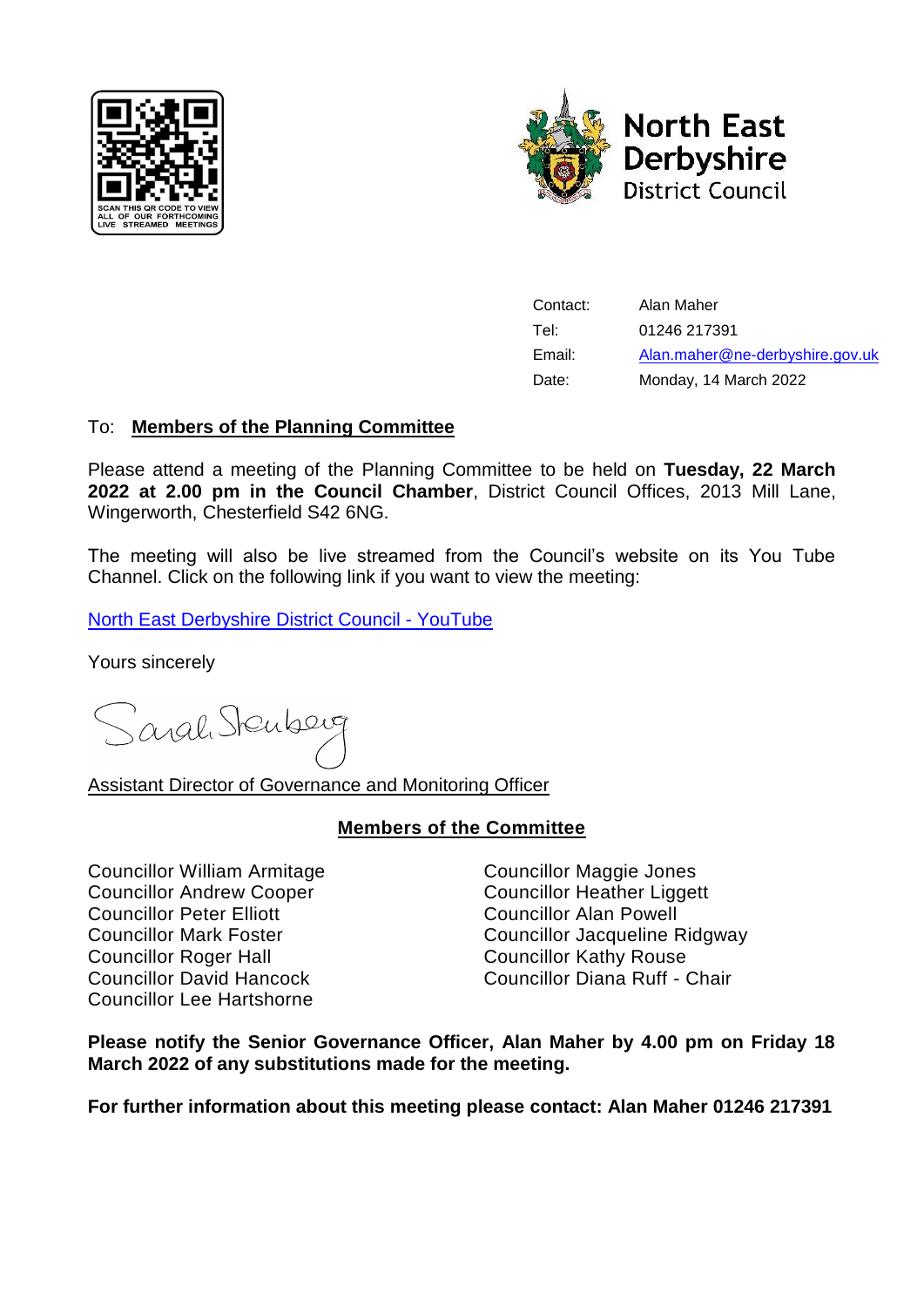SCAN THIS QR CODE TO VIEW ALL OF OUR FORTHCOMING LIVE STREAMED MEETINGS

North East Derbyshire District Council

| | |
|---|---|
| Contact: | Alan Maher |
| Tel: | 01246 217391 |
| Email: | Alan.maher@ne-derbyshire.gov.uk |
| Date: | Monday, 14 March 2022 |

To: **Members of the Planning Committee**

Please attend a meeting of the Planning Committee to be held on **Tuesday, 22 March 2022 at 2.00 pm in the Council Chamber**, District Council Offices, 2013 Mill Lane, Wingerworth, Chesterfield S42 6NG.

The meeting will also be live streamed from the Council's website on its You Tube Channel. Click on the following link if you want to view the meeting:

North East Derbyshire District Council - YouTube

Yours sincerely

Sarah Sternberg

Assistant Director of Governance and Monitoring Officer

## Members of the Committee

Councillor William Armitage
Councillor Andrew Cooper
Councillor Peter Elliott
Councillor Mark Foster
Councillor Roger Hall
Councillor David Hancock
Councillor Lee Hartshorne
Councillor Maggie Jones
Councillor Heather Liggett
Councillor Alan Powell
Councillor Jacqueline Ridgway
Councillor Kathy Rouse
Councillor Diana Ruff - Chair

**Please notify the Senior Governance Officer, Alan Maher by 4.00 pm on Friday 18 March 2022 of any substitutions made for the meeting.**

**For further information about this meeting please contact: Alan Maher 01246 217391**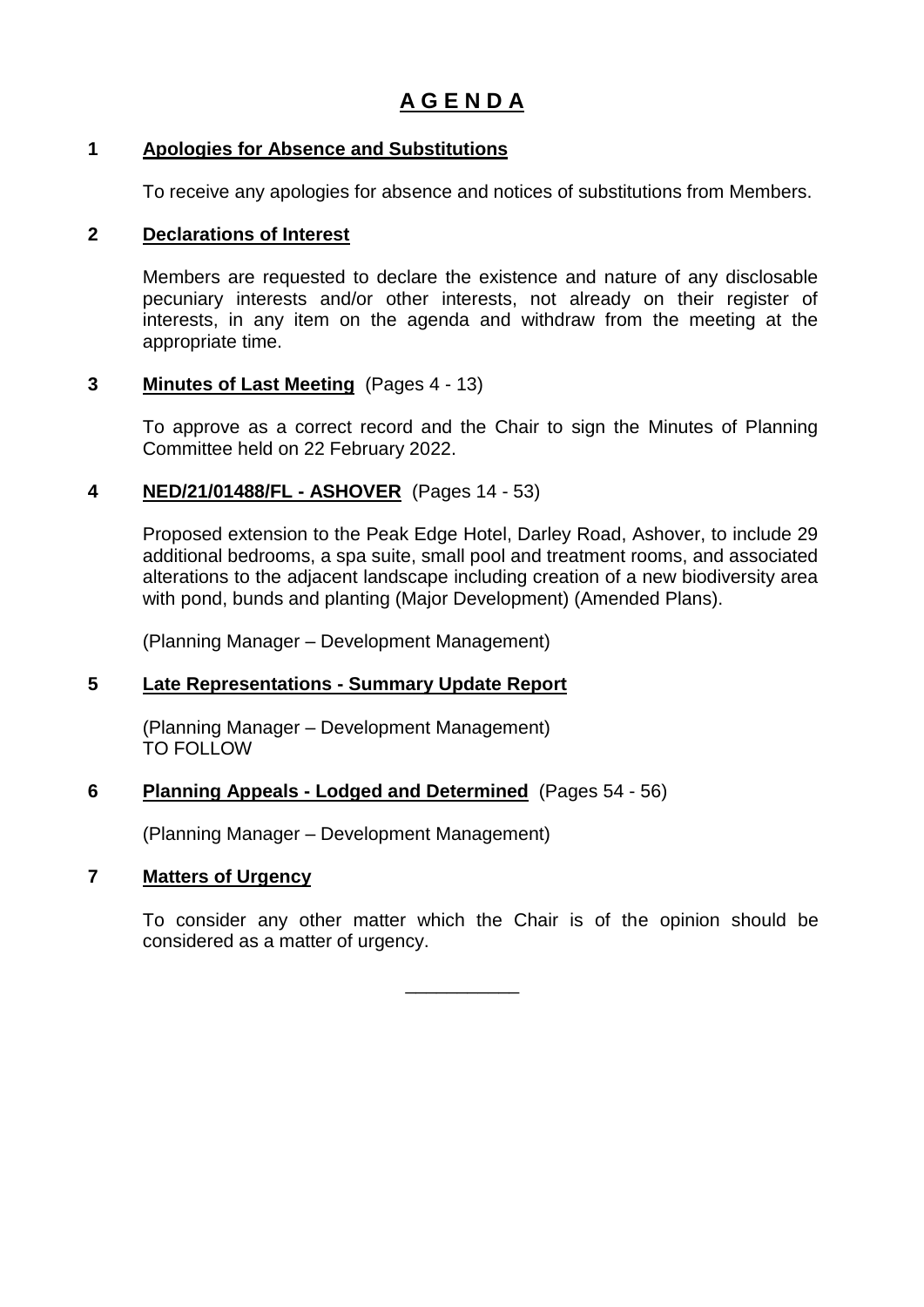# A G E N D A

## 1 Apologies for Absence and Substitutions

To receive any apologies for absence and notices of substitutions from Members.

## 2 Declarations of Interest

Members are requested to declare the existence and nature of any disclosable pecuniary interests and/or other interests, not already on their register of interests, in any item on the agenda and withdraw from the meeting at the appropriate time.

## 3 Minutes of Last Meeting (Pages 4 - 13)

To approve as a correct record and the Chair to sign the Minutes of Planning Committee held on 22 February 2022.

## 4 NED/21/01488/FL - ASHOVER (Pages 14 - 53)

Proposed extension to the Peak Edge Hotel, Darley Road, Ashover, to include 29 additional bedrooms, a spa suite, small pool and treatment rooms, and associated alterations to the adjacent landscape including creation of a new biodiversity area with pond, bunds and planting (Major Development) (Amended Plans).

(Planning Manager – Development Management)

## 5 Late Representations - Summary Update Report

(Planning Manager – Development Management)
TO FOLLOW

## 6 Planning Appeals - Lodged and Determined (Pages 54 - 56)

(Planning Manager – Development Management)

## 7 Matters of Urgency

To consider any other matter which the Chair is of the opinion should be considered as a matter of urgency.

___________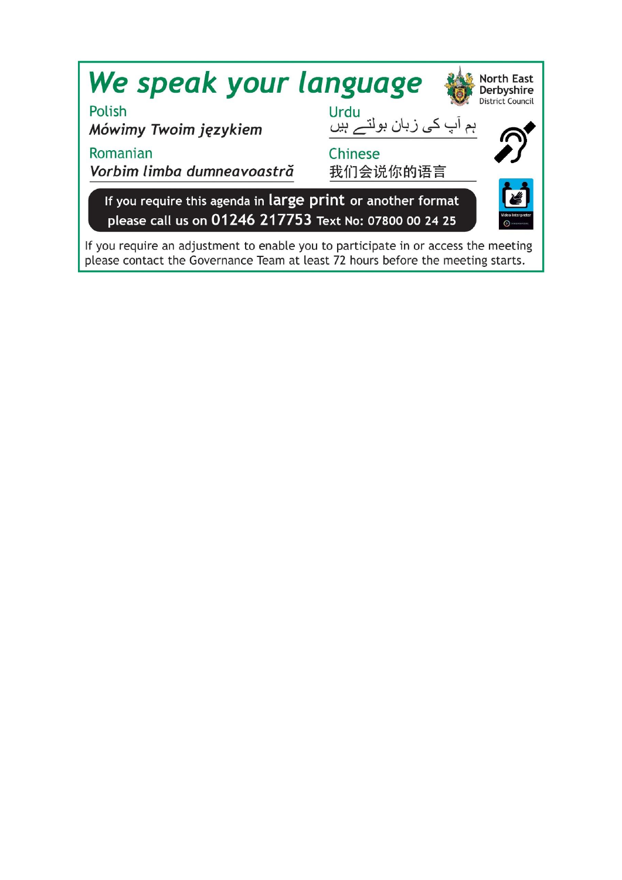# *We speak your language*

North East Derbyshire District Council

Polish
*Mówimy Twoim językiem*

Urdu
ہم آپ کی زبان بولتے ہیں

Romanian
*Vorbim limba dumneavoastră*

Chinese
我们会说你的语言

If you require this agenda in **large print** or another format please call us on **01246 217753** **Text No: 07800 00 24 25**

Video Interpreter

If you require an adjustment to enable you to participate in or access the meeting please contact the Governance Team at least 72 hours before the meeting starts.